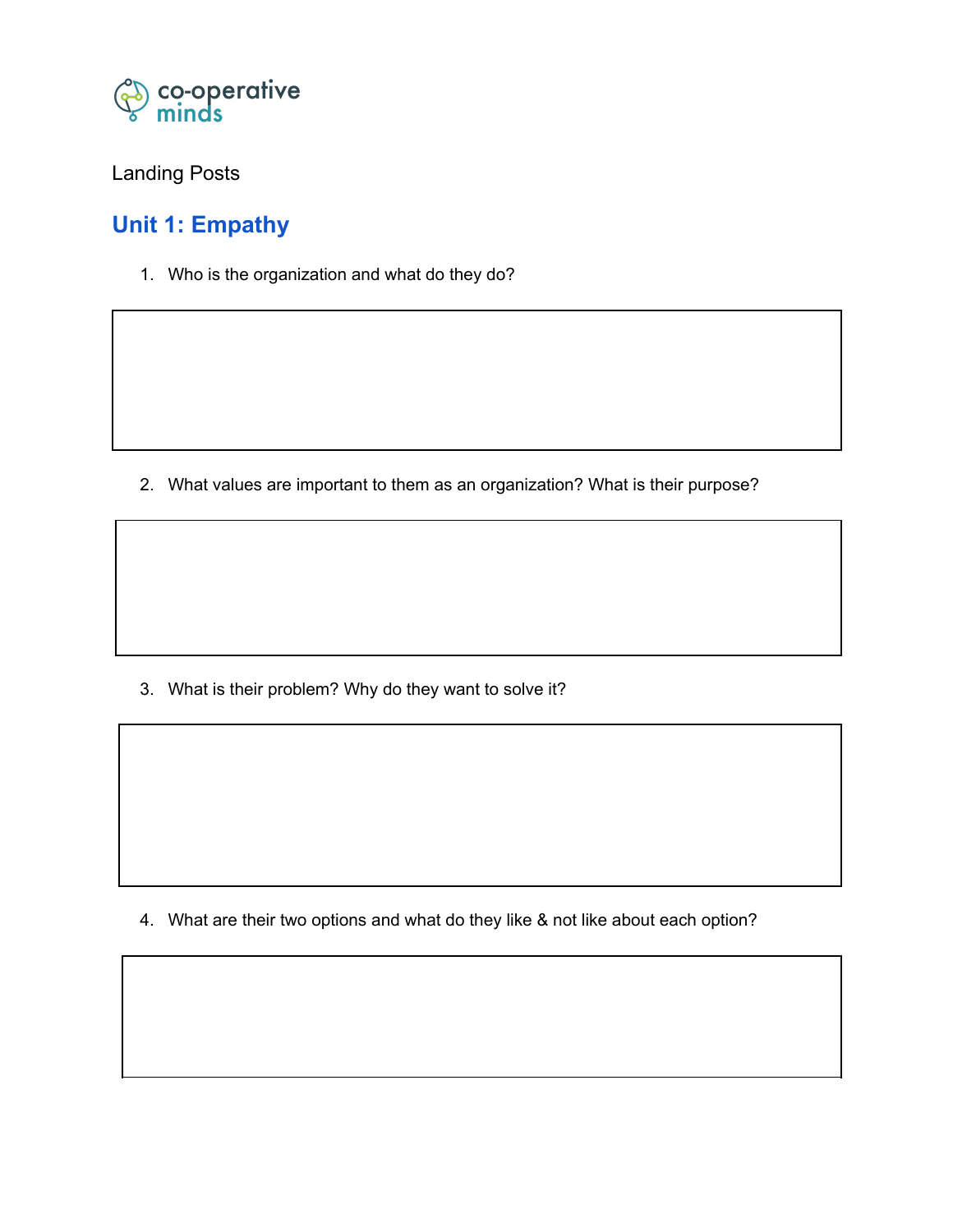co-operative minds

Landing Posts

## Unit 1: Empathy

1. Who is the organization and what do they do?

2. What values are important to them as an organization? What is their purpose?

3. What is their problem? Why do they want to solve it?

4. What are their two options and what do they like & not like about each option?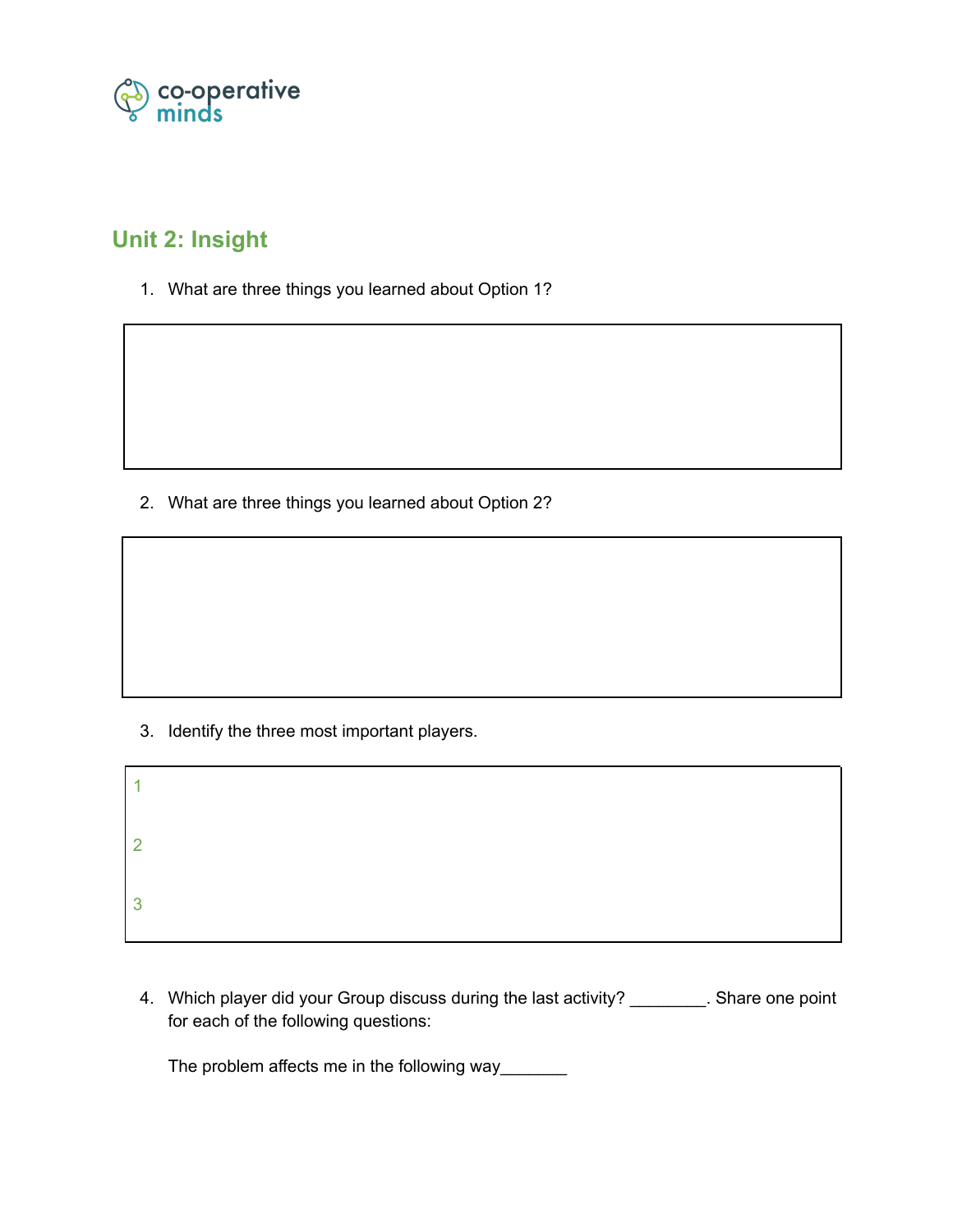co-operative minds

## Unit 2: Insight

1. What are three things you learned about Option 1?

2. What are three things you learned about Option 2?

3. Identify the three most important players.

1

2

3

4. Which player did your Group discuss during the last activity? ________. Share one point for each of the following questions:

   The problem affects me in the following way_______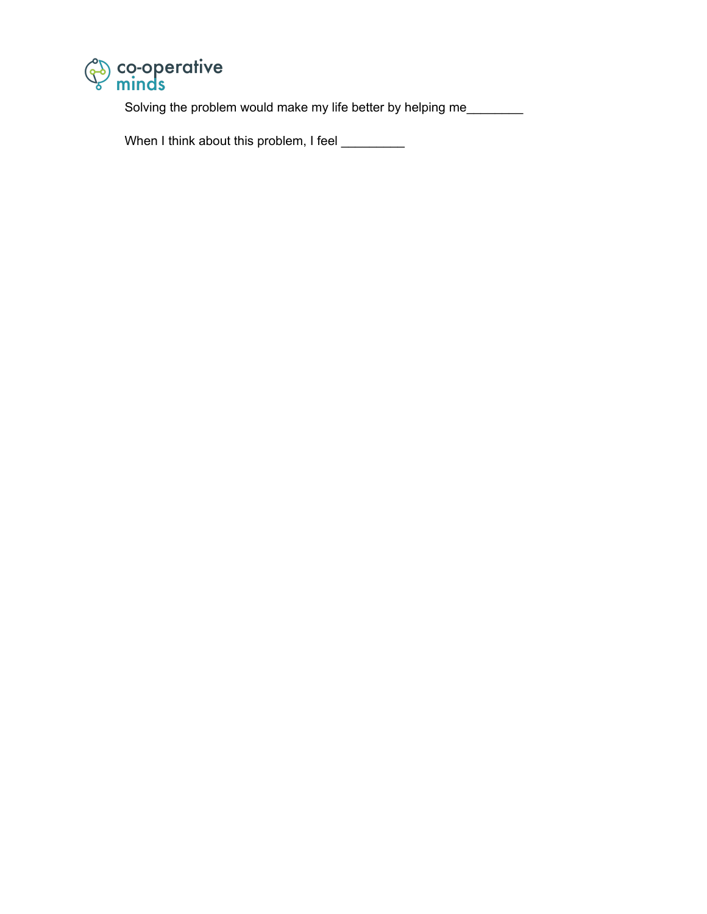Solving the problem would make my life better by helping me________

When I think about this problem, I feel _________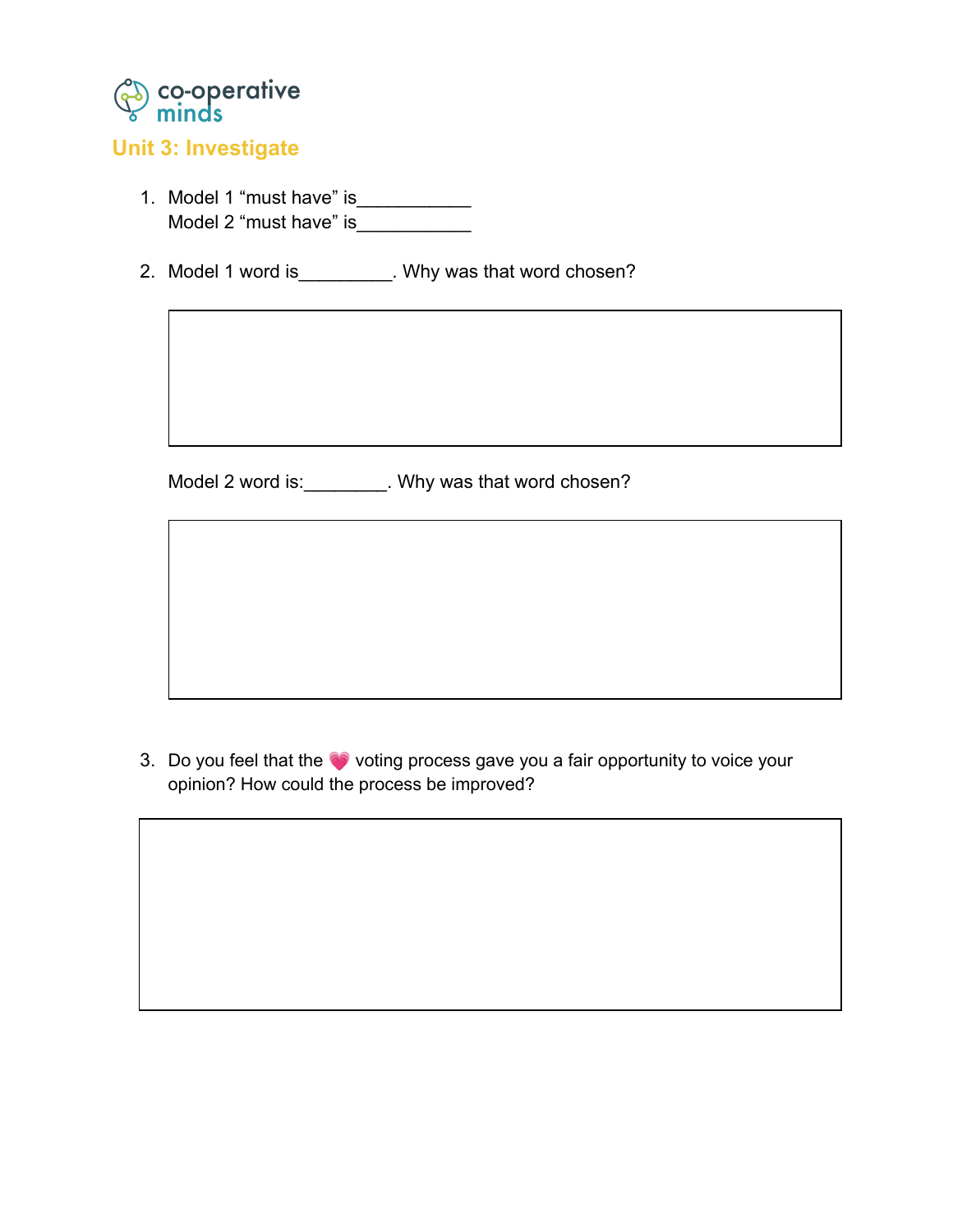co-operative minds

## Unit 3: Investigate

1. Model 1 "must have" is___________
   Model 2 "must have" is___________

2. Model 1 word is_________. Why was that word chosen?

   Model 2 word is:________. Why was that word chosen?

3. Do you feel that the 💗 voting process gave you a fair opportunity to voice your opinion? How could the process be improved?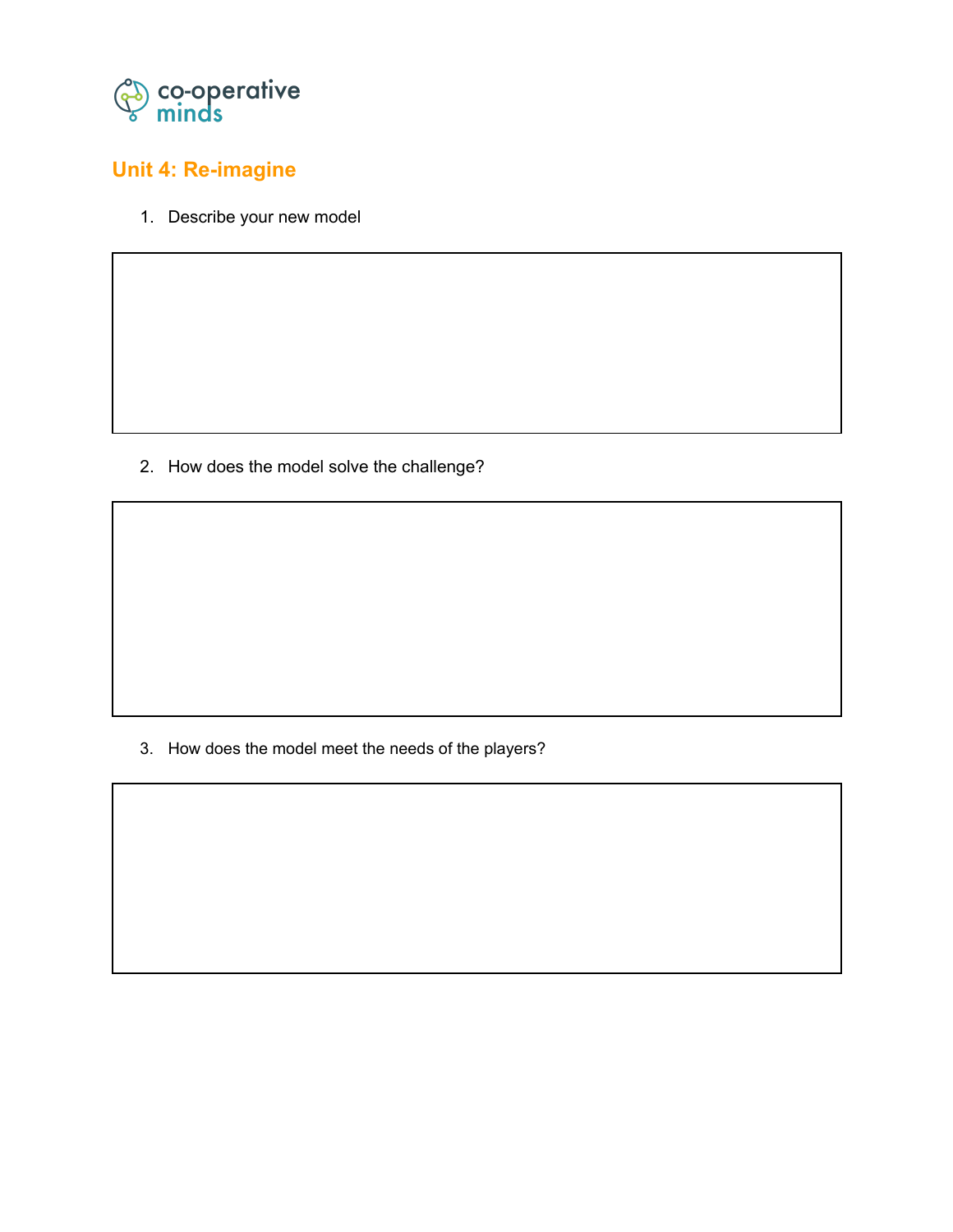co-operative minds

## Unit 4: Re-imagine

1. Describe your new model

2. How does the model solve the challenge?

3. How does the model meet the needs of the players?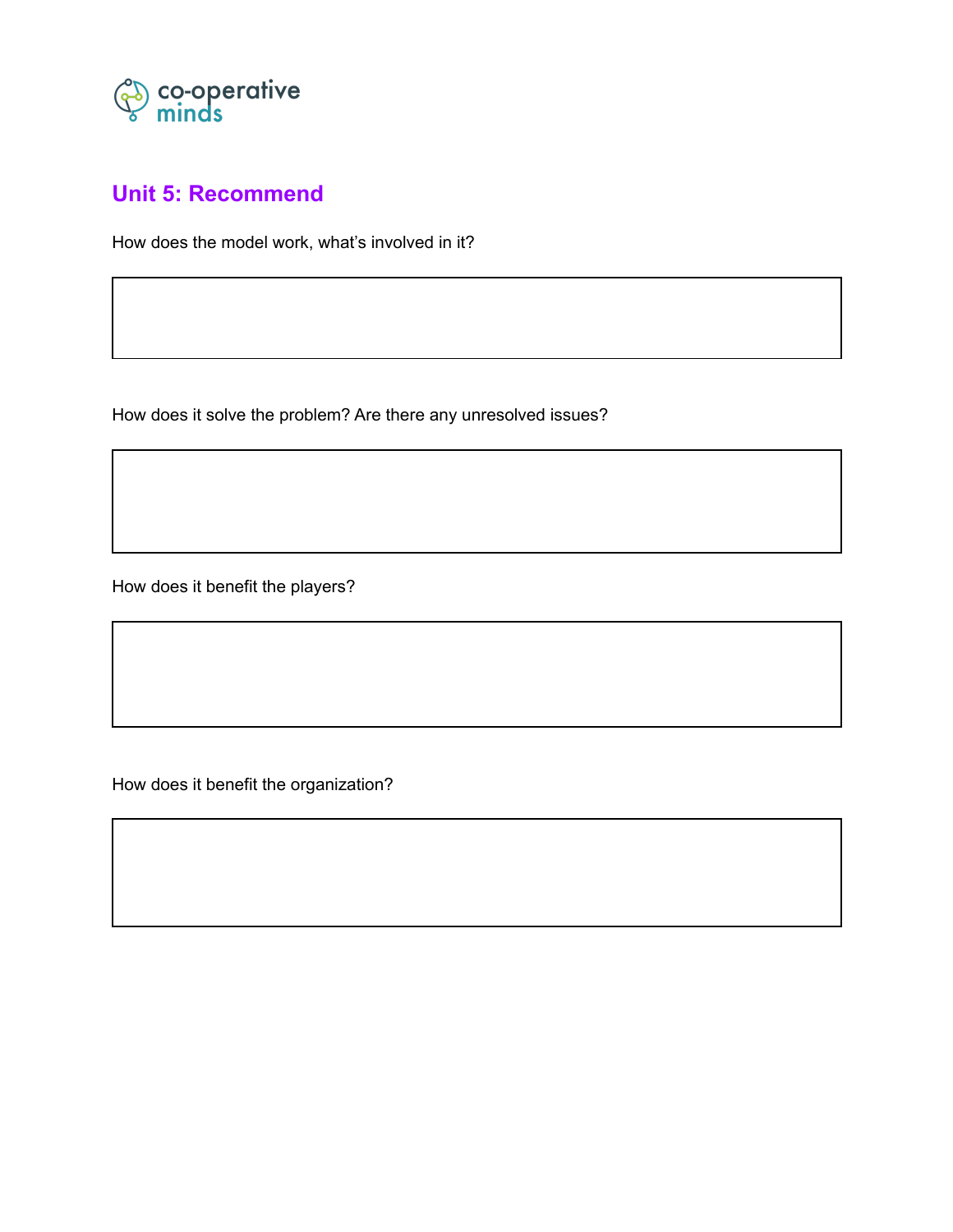co-operative minds

## Unit 5: Recommend

How does the model work, what's involved in it?

How does it solve the problem? Are there any unresolved issues?

How does it benefit the players?

How does it benefit the organization?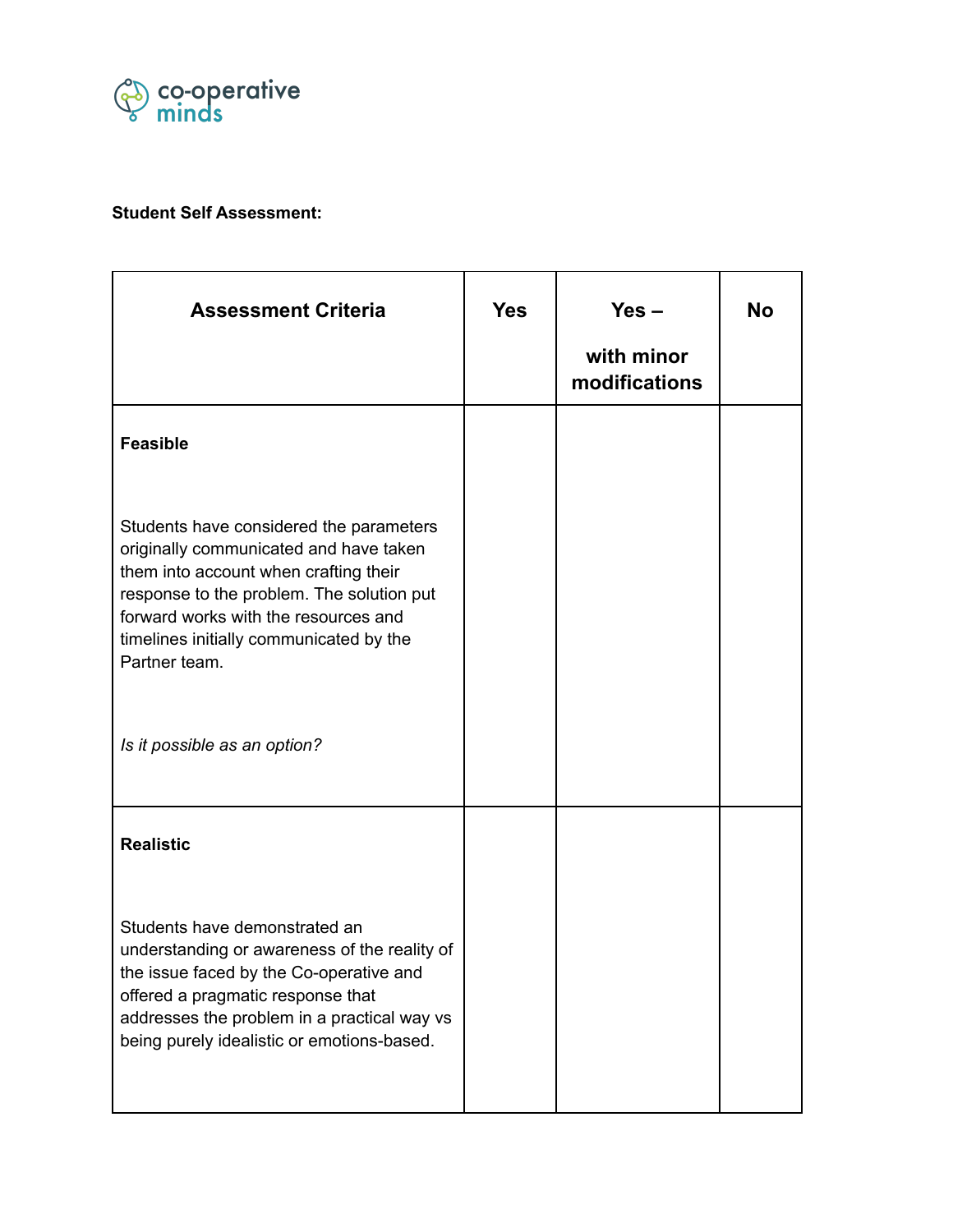**Student Self Assessment:**

| Assessment Criteria | Yes | Yes – with minor modifications | No |
| --- | --- | --- | --- |
| **Feasible**<br><br>Students have considered the parameters originally communicated and have taken them into account when crafting their response to the problem. The solution put forward works with the resources and timelines initially communicated by the Partner team.<br><br>*Is it possible as an option?* | | | |
| **Realistic**<br><br>Students have demonstrated an understanding or awareness of the reality of the issue faced by the Co-operative and offered a pragmatic response that addresses the problem in a practical way vs being purely idealistic or emotions-based. | | | |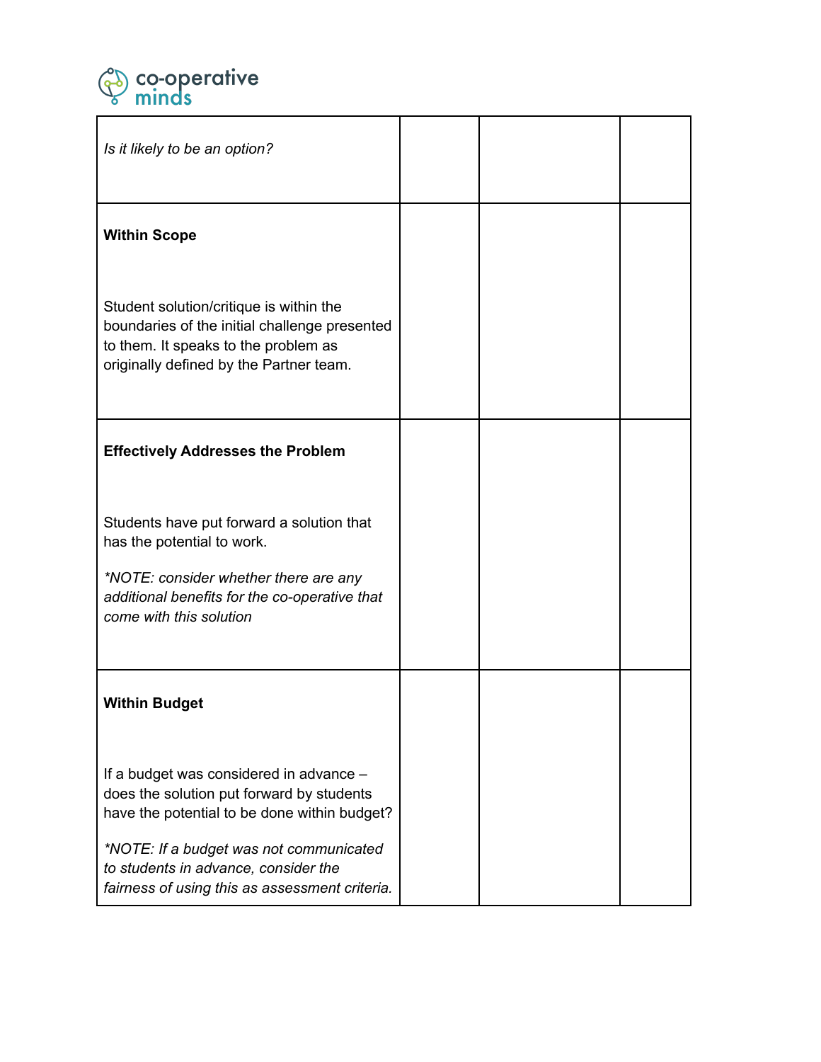| | | | |
|---|---|---|---|
| *Is it likely to be an option?* | | | |
| **Within Scope**<br><br>Student solution/critique is within the boundaries of the initial challenge presented to them. It speaks to the problem as originally defined by the Partner team. | | | |
| **Effectively Addresses the Problem**<br><br>Students have put forward a solution that has the potential to work.<br><br>*\*NOTE: consider whether there are any additional benefits for the co-operative that come with this solution* | | | |
| **Within Budget**<br><br>If a budget was considered in advance – does the solution put forward by students have the potential to be done within budget?<br><br>*\*NOTE: If a budget was not communicated to students in advance, consider the fairness of using this as assessment criteria.* | | | |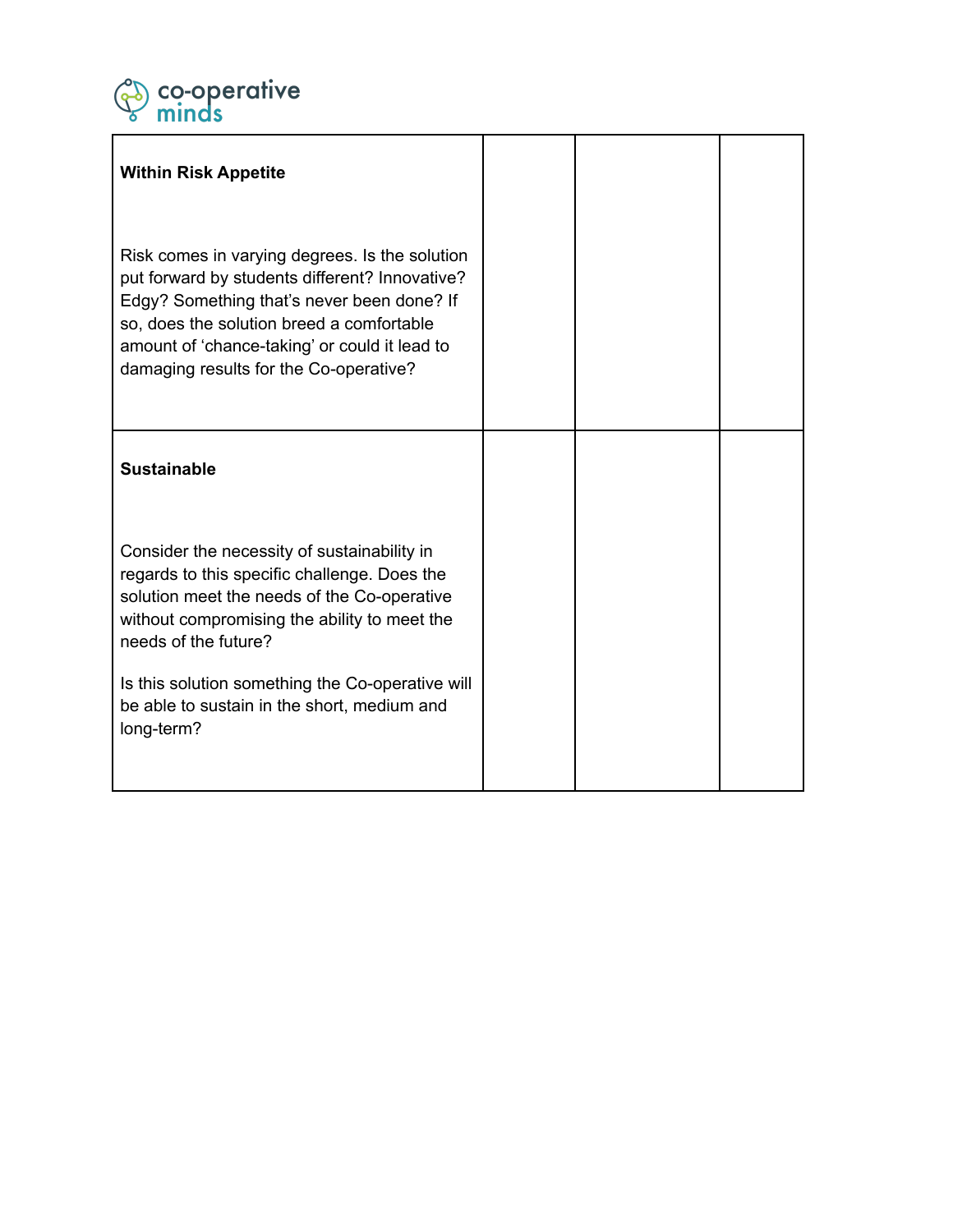| | | | |
|---|---|---|---|
| **Within Risk Appetite**<br><br>Risk comes in varying degrees. Is the solution put forward by students different? Innovative? Edgy? Something that's never been done? If so, does the solution breed a comfortable amount of 'chance-taking' or could it lead to damaging results for the Co-operative? | | | |
| **Sustainable**<br><br>Consider the necessity of sustainability in regards to this specific challenge. Does the solution meet the needs of the Co-operative without compromising the ability to meet the needs of the future?<br><br>Is this solution something the Co-operative will be able to sustain in the short, medium and long-term? | | | |